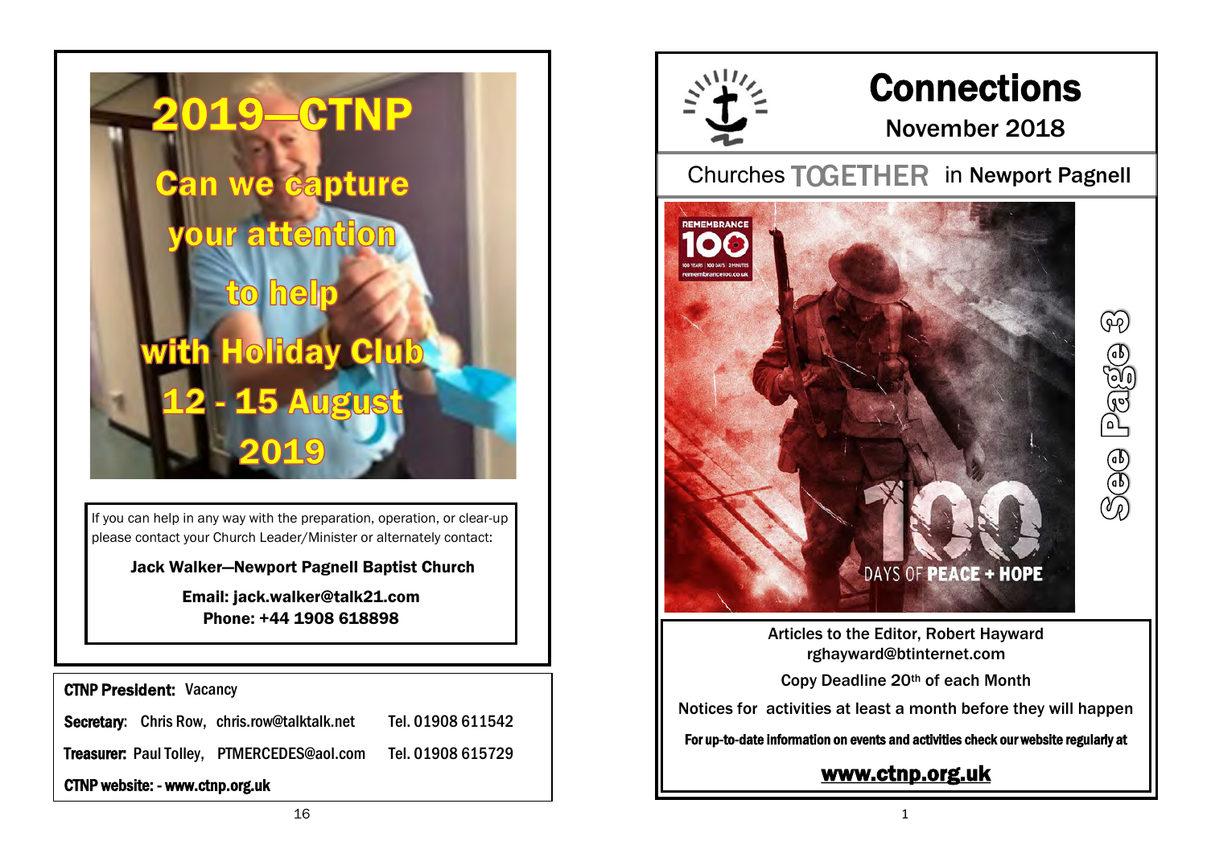# 2019—CTNP

## Can we capture your attention to help with Holiday Club 12 - 15 August 2019

If you can help in any way with the preparation, operation, or clear-up please contact your Church Leader/Minister or alternately contact:

**Jack Walker—Newport Pagnell Baptist Church**

**Email: jack.walker@talk21.com**
**Phone: +44 1908 618898**

**CTNP President:** Vacancy

**Secretary:** Chris Row, chris.row@talktalk.net Tel. 01908 611542

**Treasurer:** Paul Tolley, PTMERCEDES@aol.com Tel. 01908 615729

**CTNP website: - www.ctnp.org.uk**

# Connections

## November 2018

Churches TOGETHER in Newport Pagnell

REMEMBRANCE 100

100 YEARS | 100 DAYS | 2 MINUTES

remembrance100.co.uk

100 DAYS OF PEACE + HOPE

See Page 3

Articles to the Editor, Robert Hayward
rghayward@btinternet.com

Copy Deadline 20th of each Month

Notices for activities at least a month before they will happen

**For up-to-date information on events and activities check our website regularly at**

**www.ctnp.org.uk**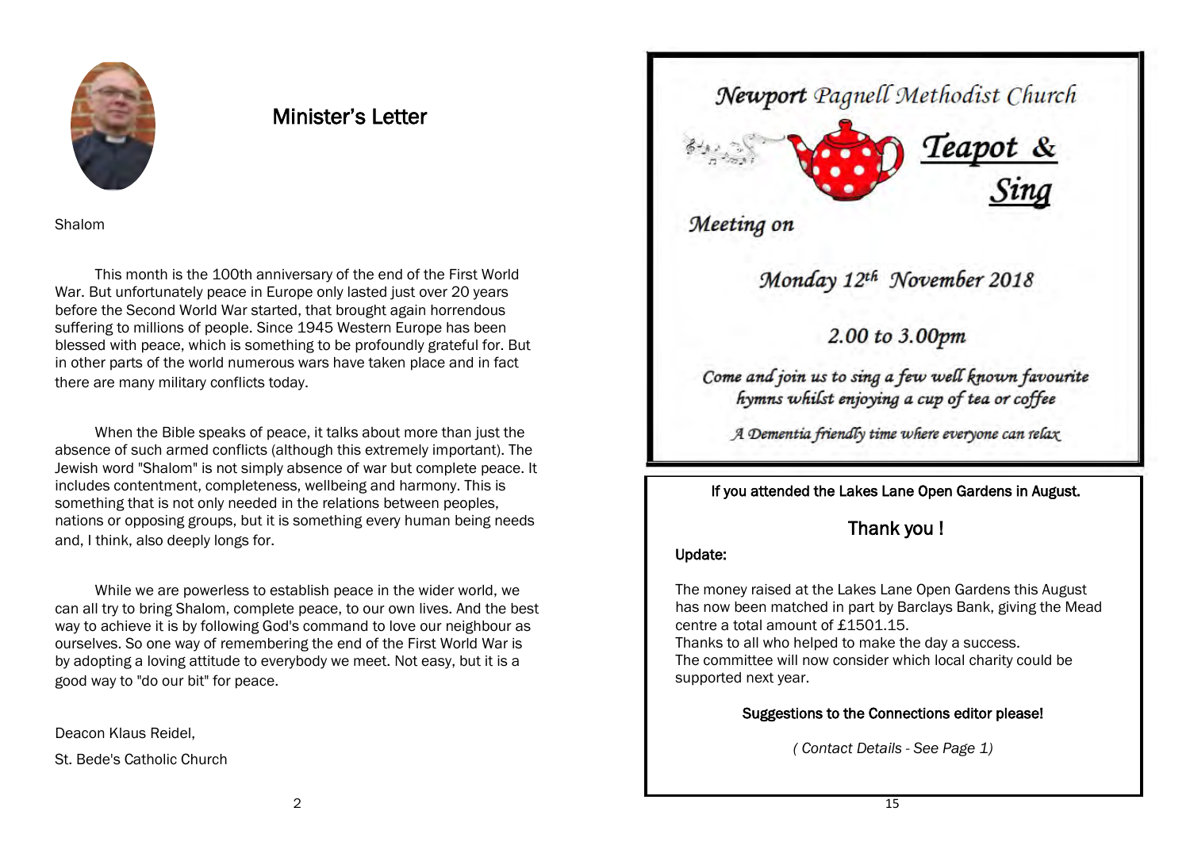## Minister's Letter

Shalom

This month is the 100th anniversary of the end of the First World War. But unfortunately peace in Europe only lasted just over 20 years before the Second World War started, that brought again horrendous suffering to millions of people. Since 1945 Western Europe has been blessed with peace, which is something to be profoundly grateful for. But in other parts of the world numerous wars have taken place and in fact there are many military conflicts today.

When the Bible speaks of peace, it talks about more than just the absence of such armed conflicts (although this extremely important). The Jewish word "Shalom" is not simply absence of war but complete peace. It includes contentment, completeness, wellbeing and harmony. This is something that is not only needed in the relations between peoples, nations or opposing groups, but it is something every human being needs and, I think, also deeply longs for.

While we are powerless to establish peace in the wider world, we can all try to bring Shalom, complete peace, to our own lives. And the best way to achieve it is by following God's command to love our neighbour as ourselves. So one way of remembering the end of the First World War is by adopting a loving attitude to everybody we meet. Not easy, but it is a good way to "do our bit" for peace.

Deacon Klaus Reidel,

St. Bede's Catholic Church

---

*Newport Pagnell Methodist Church*

# *Teapot & Sing*

*Meeting on*

*Monday 12th November 2018*

*2.00 to 3.00pm*

*Come and join us to sing a few well known favourite hymns whilst enjoying a cup of tea or coffee*

*A Dementia friendly time where everyone can relax*

---

**If you attended the Lakes Lane Open Gardens in August.**

### Thank you !

**Update:**

The money raised at the Lakes Lane Open Gardens this August has now been matched in part by Barclays Bank, giving the Mead centre a total amount of £1501.15.
Thanks to all who helped to make the day a success.
The committee will now consider which local charity could be supported next year.

**Suggestions to the Connections editor please!**

*( Contact Details - See Page 1)*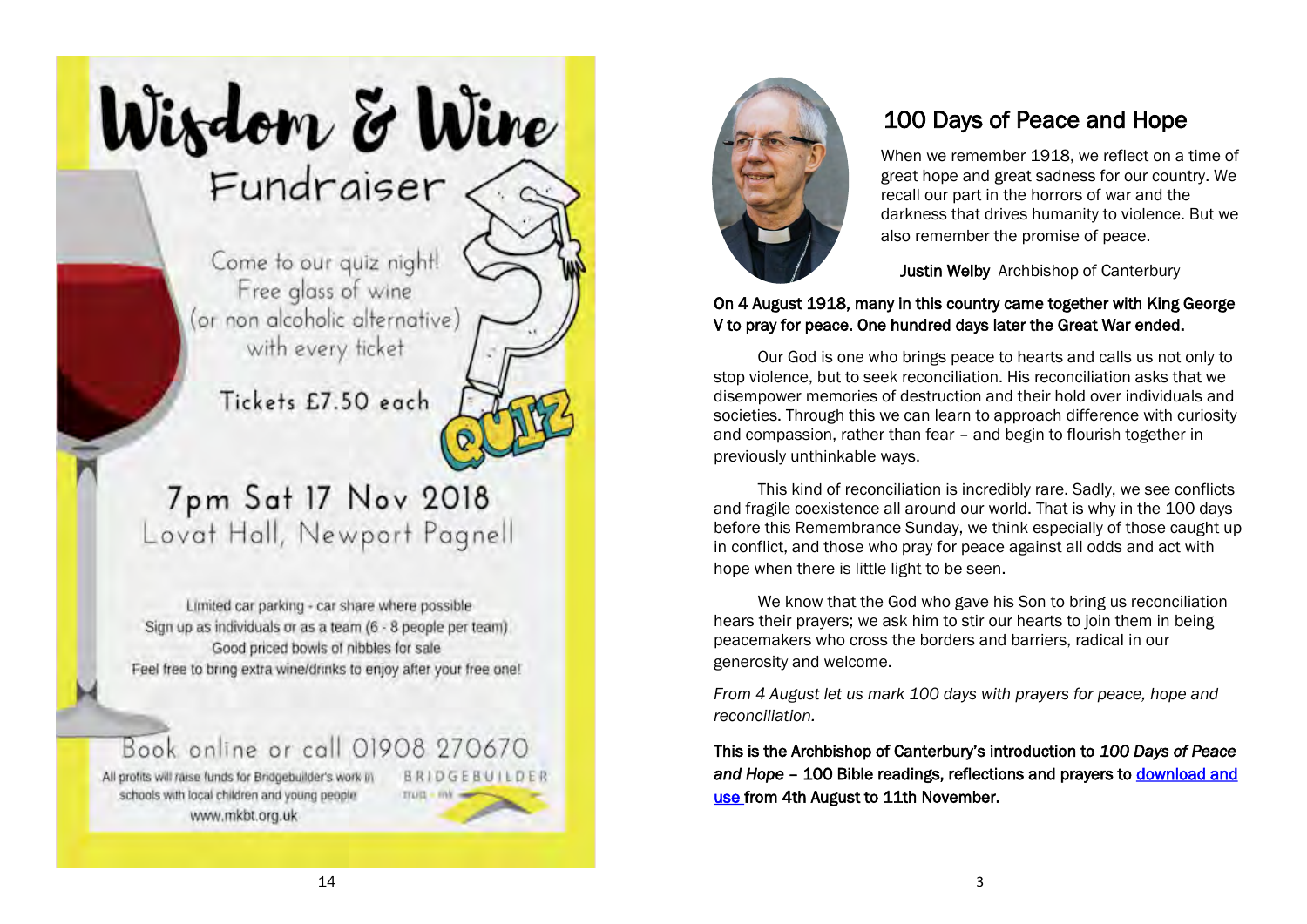# Wisdom & Wine

## Fundraiser

Come to our quiz night!
Free glass of wine
(or non alcoholic alternative)
with every ticket

Tickets £7.50 each

QUIZ

## 7pm Sat 17 Nov 2018

Lovat Hall, Newport Pagnell

Limited car parking - car share where possible
Sign up as individuals or as a team (6 - 8 people per team)
Good priced bowls of nibbles for sale
Feel free to bring extra wine/drinks to enjoy after your free one!

Book online or call 01908 270670

All profits will raise funds for Bridgebuilder's work in schools with local children and young people
www.mkbt.org.uk

BRIDGEBUILDER

## 100 Days of Peace and Hope

When we remember 1918, we reflect on a time of great hope and great sadness for our country. We recall our part in the horrors of war and the darkness that drives humanity to violence. But we also remember the promise of peace.

**Justin Welby** Archbishop of Canterbury

**On 4 August 1918, many in this country came together with King George V to pray for peace. One hundred days later the Great War ended.**

Our God is one who brings peace to hearts and calls us not only to stop violence, but to seek reconciliation. His reconciliation asks that we disempower memories of destruction and their hold over individuals and societies. Through this we can learn to approach difference with curiosity and compassion, rather than fear – and begin to flourish together in previously unthinkable ways.

This kind of reconciliation is incredibly rare. Sadly, we see conflicts and fragile coexistence all around our world. That is why in the 100 days before this Remembrance Sunday, we think especially of those caught up in conflict, and those who pray for peace against all odds and act with hope when there is little light to be seen.

We know that the God who gave his Son to bring us reconciliation hears their prayers; we ask him to stir our hearts to join them in being peacemakers who cross the borders and barriers, radical in our generosity and welcome.

*From 4 August let us mark 100 days with prayers for peace, hope and reconciliation.*

**This is the Archbishop of Canterbury's introduction to *100 Days of Peace and Hope* – 100 Bible readings, reflections and prayers to download and use from 4th August to 11th November.**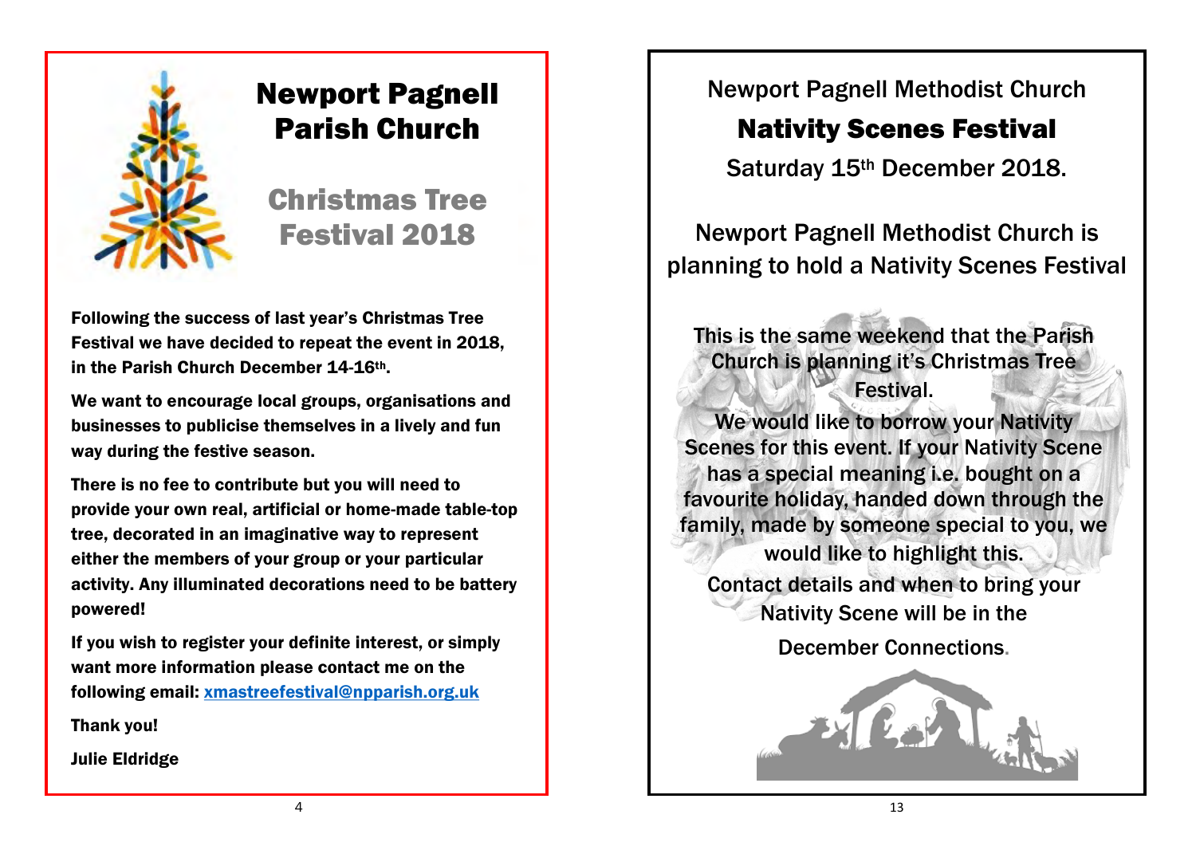# Newport Pagnell Parish Church

## Christmas Tree Festival 2018

**Following the success of last year's Christmas Tree Festival we have decided to repeat the event in 2018, in the Parish Church December 14-16th.**

**We want to encourage local groups, organisations and businesses to publicise themselves in a lively and fun way during the festive season.**

**There is no fee to contribute but you will need to provide your own real, artificial or home-made table-top tree, decorated in an imaginative way to represent either the members of your group or your particular activity. Any illuminated decorations need to be battery powered!**

**If you wish to register your definite interest, or simply want more information please contact me on the following email: xmastreefestival@npparish.org.uk**

**Thank you!**

**Julie Eldridge**

Newport Pagnell Methodist Church

# Nativity Scenes Festival

Saturday 15th December 2018.

Newport Pagnell Methodist Church is planning to hold a Nativity Scenes Festival

This is the same weekend that the Parish Church is planning it's Christmas Tree Festival.

We would like to borrow your Nativity Scenes for this event. If your Nativity Scene has a special meaning i.e. bought on a favourite holiday, handed down through the family, made by someone special to you, we would like to highlight this.

Contact details and when to bring your Nativity Scene will be in the

December Connections.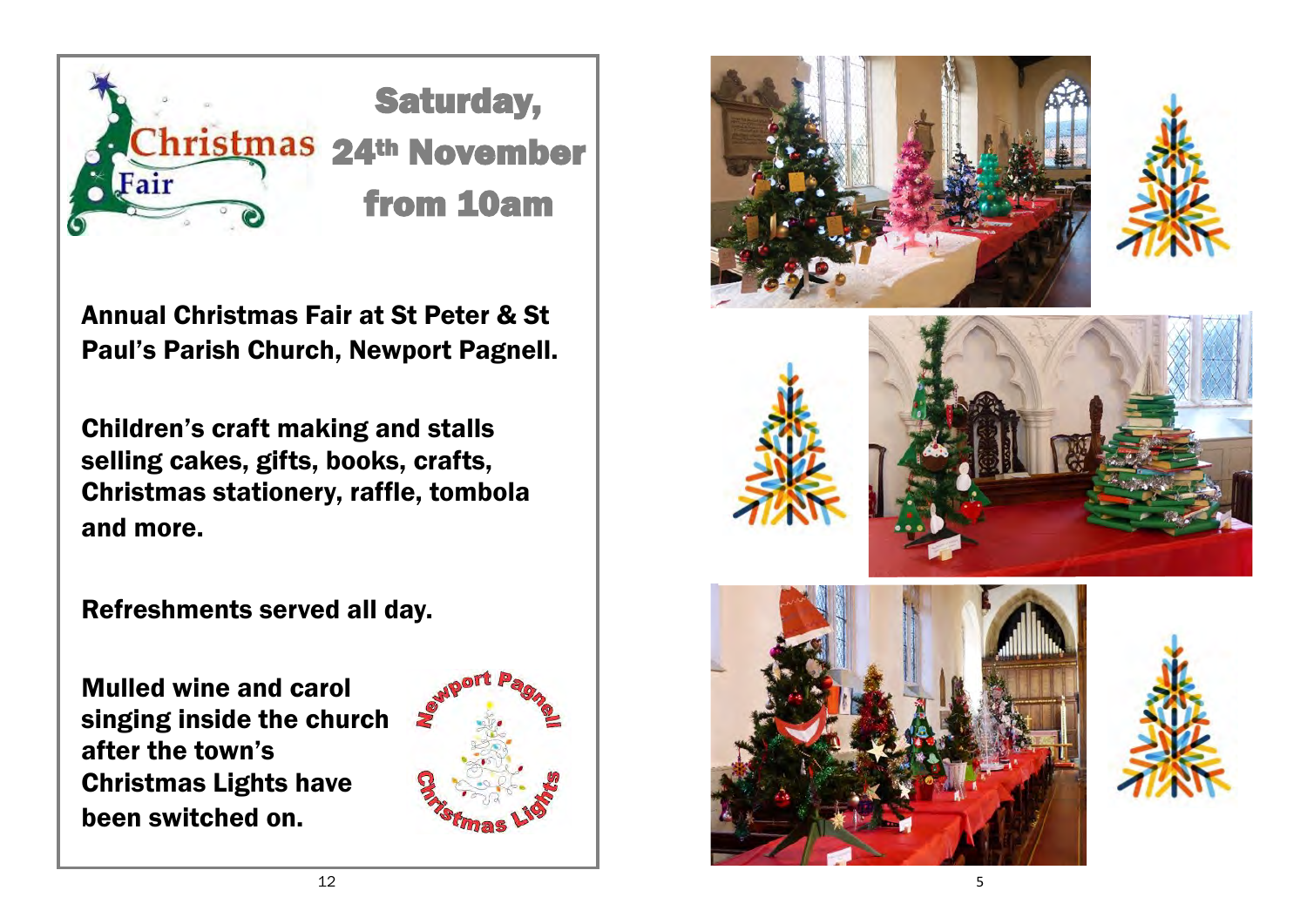# Saturday, 24th November from 10am

**Annual Christmas Fair at St Peter & St Paul's Parish Church, Newport Pagnell.**

**Children's craft making and stalls selling cakes, gifts, books, crafts, Christmas stationery, raffle, tombola and more.**

**Refreshments served all day.**

**Mulled wine and carol singing inside the church after the town's Christmas Lights have been switched on.**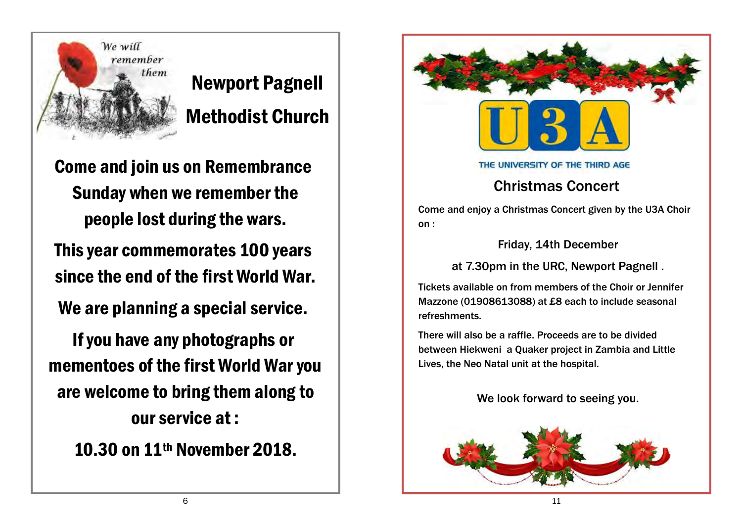We will remember them

# Newport Pagnell Methodist Church

## Come and join us on Remembrance Sunday when we remember the people lost during the wars.

## This year commemorates 100 years since the end of the first World War.

## We are planning a special service.

## If you have any photographs or mementoes of the first World War you are welcome to bring them along to our service at :

## 10.30 on 11th November 2018.

U3A

THE UNIVERSITY OF THE THIRD AGE

## Christmas Concert

Come and enjoy a Christmas Concert given by the U3A Choir on :

Friday, 14th December

at 7.30pm in the URC, Newport Pagnell .

Tickets available on from members of the Choir or Jennifer Mazzone (01908613088) at £8 each to include seasonal refreshments.

There will also be a raffle. Proceeds are to be divided between Hiekweni a Quaker project in Zambia and Little Lives, the Neo Natal unit at the hospital.

We look forward to seeing you.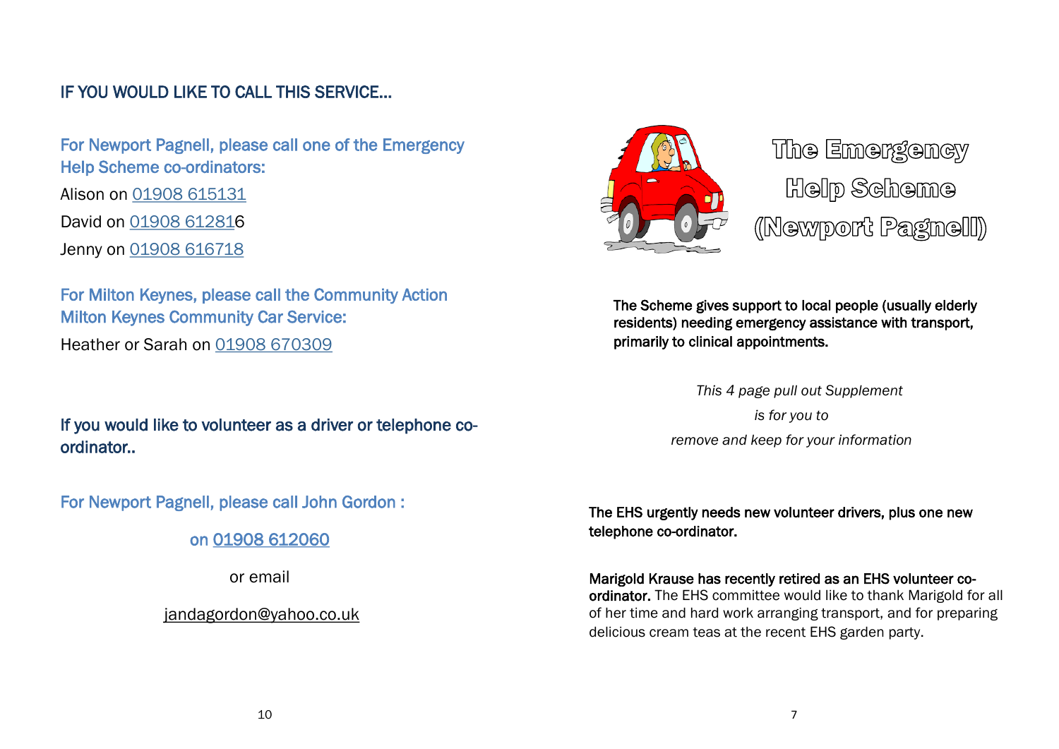## IF YOU WOULD LIKE TO CALL THIS SERVICE...

For Newport Pagnell, please call one of the Emergency Help Scheme co-ordinators:

Alison on 01908 615131

David on 01908 612816

Jenny on 01908 616718

For Milton Keynes, please call the Community Action Milton Keynes Community Car Service:

Heather or Sarah on 01908 670309

### If you would like to volunteer as a driver or telephone co-ordinator..

For Newport Pagnell, please call John Gordon :

on 01908 612060

or email

jandagordon@yahoo.co.uk

# The Emergency Help Scheme (Newport Pagnell)

**The Scheme gives support to local people (usually elderly residents) needing emergency assistance with transport, primarily to clinical appointments.**

*This 4 page pull out Supplement*

*is for you to*

*remove and keep for your information*

**The EHS urgently needs new volunteer drivers, plus one new telephone co-ordinator.**

**Marigold Krause has recently retired as an EHS volunteer co-ordinator.** The EHS committee would like to thank Marigold for all of her time and hard work arranging transport, and for preparing delicious cream teas at the recent EHS garden party.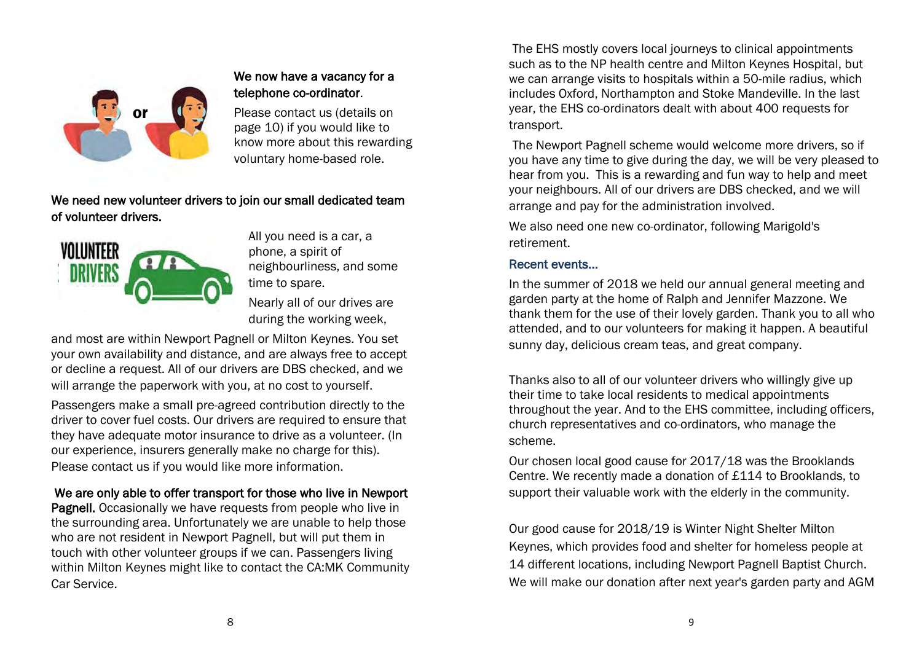**We now have a vacancy for a telephone co-ordinator.**

Please contact us (details on page 10) if you would like to know more about this rewarding voluntary home-based role.

**We need new volunteer drivers to join our small dedicated team of volunteer drivers.**

All you need is a car, a phone, a spirit of neighbourliness, and some time to spare.

Nearly all of our drives are during the working week, and most are within Newport Pagnell or Milton Keynes. You set your own availability and distance, and are always free to accept or decline a request. All of our drivers are DBS checked, and we will arrange the paperwork with you, at no cost to yourself.

Passengers make a small pre-agreed contribution directly to the driver to cover fuel costs. Our drivers are required to ensure that they have adequate motor insurance to drive as a volunteer. (In our experience, insurers generally make no charge for this). Please contact us if you would like more information.

**We are only able to offer transport for those who live in Newport Pagnell.** Occasionally we have requests from people who live in the surrounding area. Unfortunately we are unable to help those who are not resident in Newport Pagnell, but will put them in touch with other volunteer groups if we can. Passengers living within Milton Keynes might like to contact the CA:MK Community Car Service.

The EHS mostly covers local journeys to clinical appointments such as to the NP health centre and Milton Keynes Hospital, but we can arrange visits to hospitals within a 50-mile radius, which includes Oxford, Northampton and Stoke Mandeville. In the last year, the EHS co-ordinators dealt with about 400 requests for transport.

The Newport Pagnell scheme would welcome more drivers, so if you have any time to give during the day, we will be very pleased to hear from you. This is a rewarding and fun way to help and meet your neighbours. All of our drivers are DBS checked, and we will arrange and pay for the administration involved.

We also need one new co-ordinator, following Marigold's retirement.

## Recent events...

In the summer of 2018 we held our annual general meeting and garden party at the home of Ralph and Jennifer Mazzone. We thank them for the use of their lovely garden. Thank you to all who attended, and to our volunteers for making it happen. A beautiful sunny day, delicious cream teas, and great company.

Thanks also to all of our volunteer drivers who willingly give up their time to take local residents to medical appointments throughout the year. And to the EHS committee, including officers, church representatives and co-ordinators, who manage the scheme.

Our chosen local good cause for 2017/18 was the Brooklands Centre. We recently made a donation of £114 to Brooklands, to support their valuable work with the elderly in the community.

Our good cause for 2018/19 is Winter Night Shelter Milton Keynes, which provides food and shelter for homeless people at 14 different locations, including Newport Pagnell Baptist Church. We will make our donation after next year's garden party and AGM